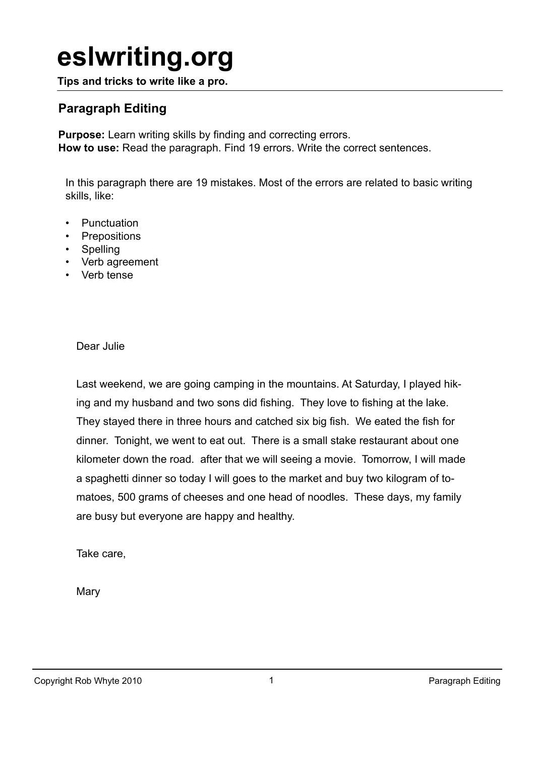# eslwriting.org

**Tips and tricks to write like a pro.**

## Paragraph Editing

**Purpose:** Learn writing skills by finding and correcting errors.
**How to use:** Read the paragraph. Find 19 errors. Write the correct sentences.

In this paragraph there are 19 mistakes. Most of the errors are related to basic writing skills, like:

- Punctuation
- Prepositions
- Spelling
- Verb agreement
- Verb tense

Dear Julie

Last weekend, we are going camping in the mountains. At Saturday, I played hiking and my husband and two sons did fishing. They love to fishing at the lake. They stayed there in three hours and catched six big fish. We eated the fish for dinner. Tonight, we went to eat out. There is a small stake restaurant about one kilometer down the road. after that we will seeing a movie. Tomorrow, I will made a spaghetti dinner so today I will goes to the market and buy two kilogram of tomatoes, 500 grams of cheeses and one head of noodles. These days, my family are busy but everyone are happy and healthy.

Take care,

Mary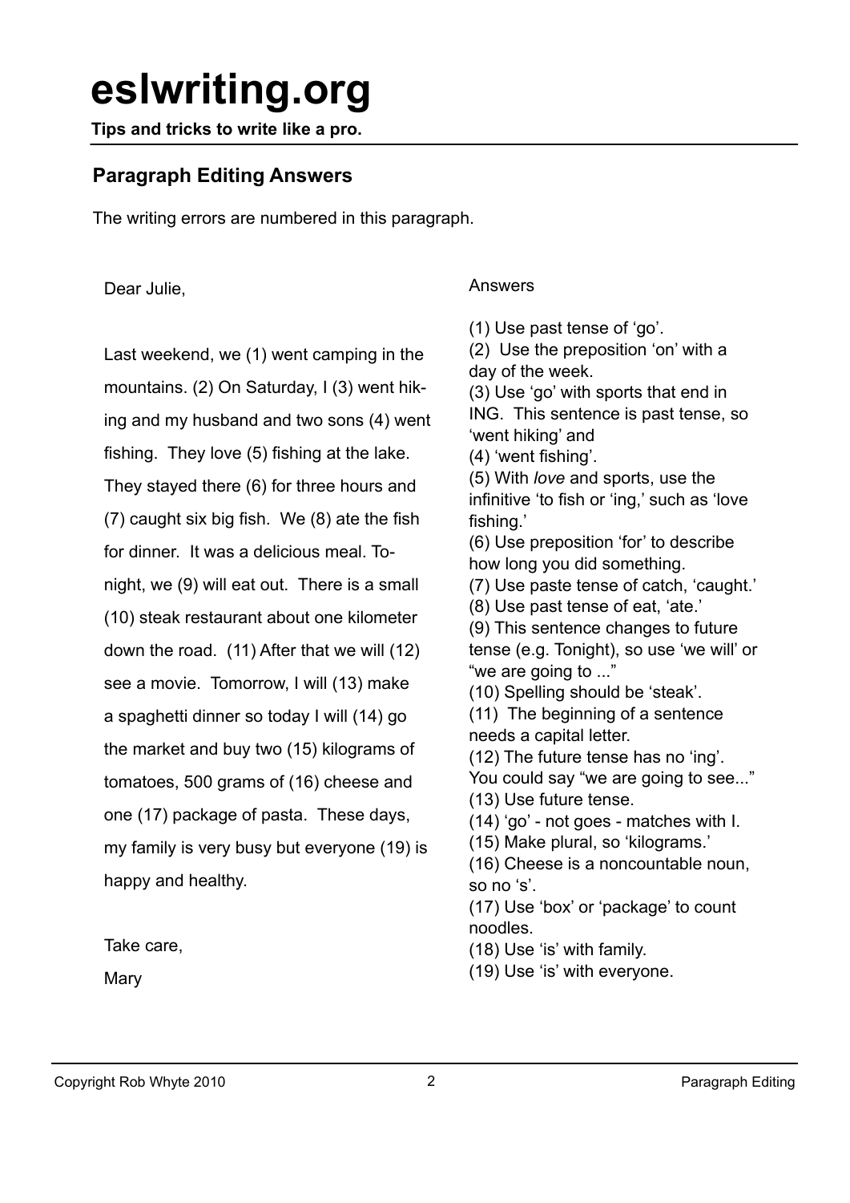# eslwriting.org

**Tips and tricks to write like a pro.**

## Paragraph Editing Answers

The writing errors are numbered in this paragraph.

Dear Julie,

Last weekend, we (1) went camping in the mountains. (2) On Saturday, I (3) went hiking and my husband and two sons (4) went fishing. They love (5) fishing at the lake. They stayed there (6) for three hours and (7) caught six big fish. We (8) ate the fish for dinner. It was a delicious meal. Tonight, we (9) will eat out. There is a small (10) steak restaurant about one kilometer down the road. (11) After that we will (12) see a movie. Tomorrow, I will (13) make a spaghetti dinner so today I will (14) go the market and buy two (15) kilograms of tomatoes, 500 grams of (16) cheese and one (17) package of pasta. These days, my family is very busy but everyone (19) is happy and healthy.

Take care,

Mary

Answers

(1) Use past tense of 'go'.
(2) Use the preposition 'on' with a day of the week.
(3) Use 'go' with sports that end in ING. This sentence is past tense, so 'went hiking' and
(4) 'went fishing'.
(5) With *love* and sports, use the infinitive 'to fish or 'ing,' such as 'love fishing.'
(6) Use preposition 'for' to describe how long you did something.
(7) Use paste tense of catch, 'caught.'
(8) Use past tense of eat, 'ate.'
(9) This sentence changes to future tense (e.g. Tonight), so use 'we will' or "we are going to ..."
(10) Spelling should be 'steak'.
(11) The beginning of a sentence needs a capital letter.
(12) The future tense has no 'ing'. You could say "we are going to see..."
(13) Use future tense.
(14) 'go' - not goes - matches with I.
(15) Make plural, so 'kilograms.'
(16) Cheese is a noncountable noun, so no 's'.
(17) Use 'box' or 'package' to count noodles.
(18) Use 'is' with family.
(19) Use 'is' with everyone.

Copyright Rob Whyte 2010